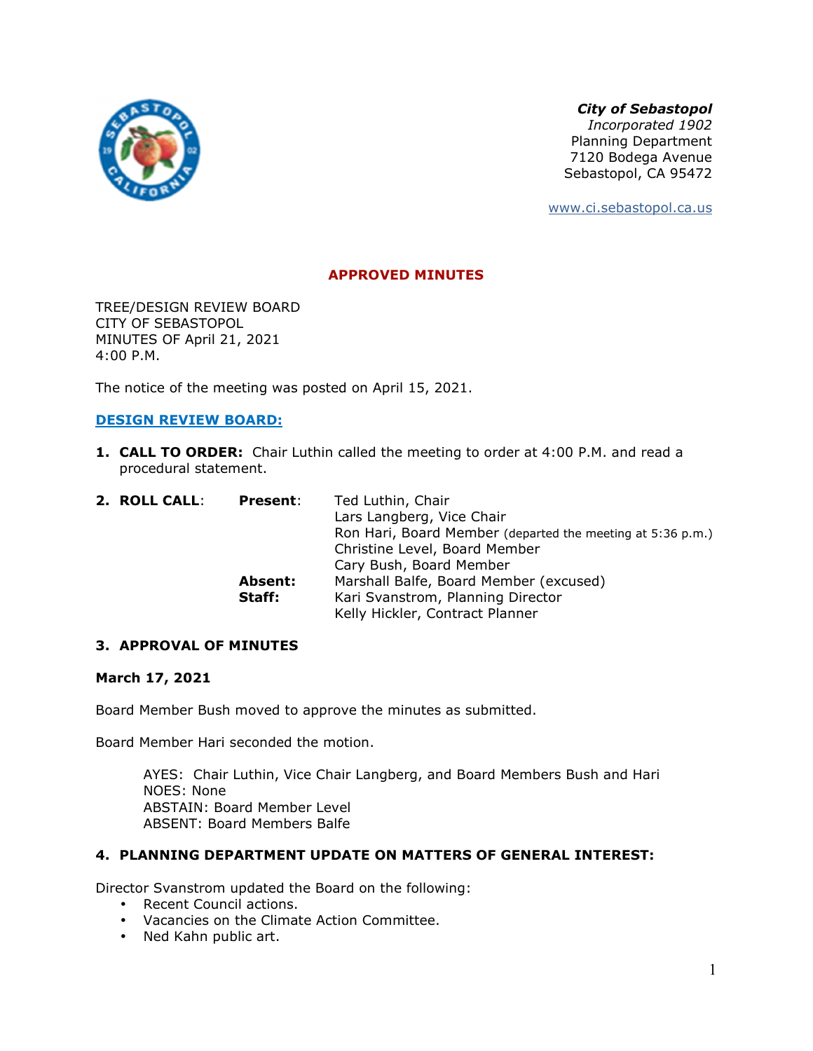**_City of Sebastopol_**
*Incorporated 1902*
Planning Department
7120 Bodega Avenue
Sebastopol, CA 95472

www.ci.sebastopol.ca.us

**APPROVED MINUTES**

TREE/DESIGN REVIEW BOARD
CITY OF SEBASTOPOL
MINUTES OF April 21, 2021
4:00 P.M.

The notice of the meeting was posted on April 15, 2021.

## DESIGN REVIEW BOARD:

1. **CALL TO ORDER:** Chair Luthin called the meeting to order at 4:00 P.M. and read a procedural statement.

2. **ROLL CALL**:

| | |
|---|---|
| **Present**: | Ted Luthin, Chair<br>Lars Langberg, Vice Chair<br>Ron Hari, Board Member (departed the meeting at 5:36 p.m.)<br>Christine Level, Board Member<br>Cary Bush, Board Member |
| **Absent:** | Marshall Balfe, Board Member (excused) |
| **Staff:** | Kari Svanstrom, Planning Director<br>Kelly Hickler, Contract Planner |

### 3. APPROVAL OF MINUTES

**March 17, 2021**

Board Member Bush moved to approve the minutes as submitted.

Board Member Hari seconded the motion.

AYES: Chair Luthin, Vice Chair Langberg, and Board Members Bush and Hari
NOES: None
ABSTAIN: Board Member Level
ABSENT: Board Members Balfe

### 4. PLANNING DEPARTMENT UPDATE ON MATTERS OF GENERAL INTEREST:

Director Svanstrom updated the Board on the following:

- Recent Council actions.
- Vacancies on the Climate Action Committee.
- Ned Kahn public art.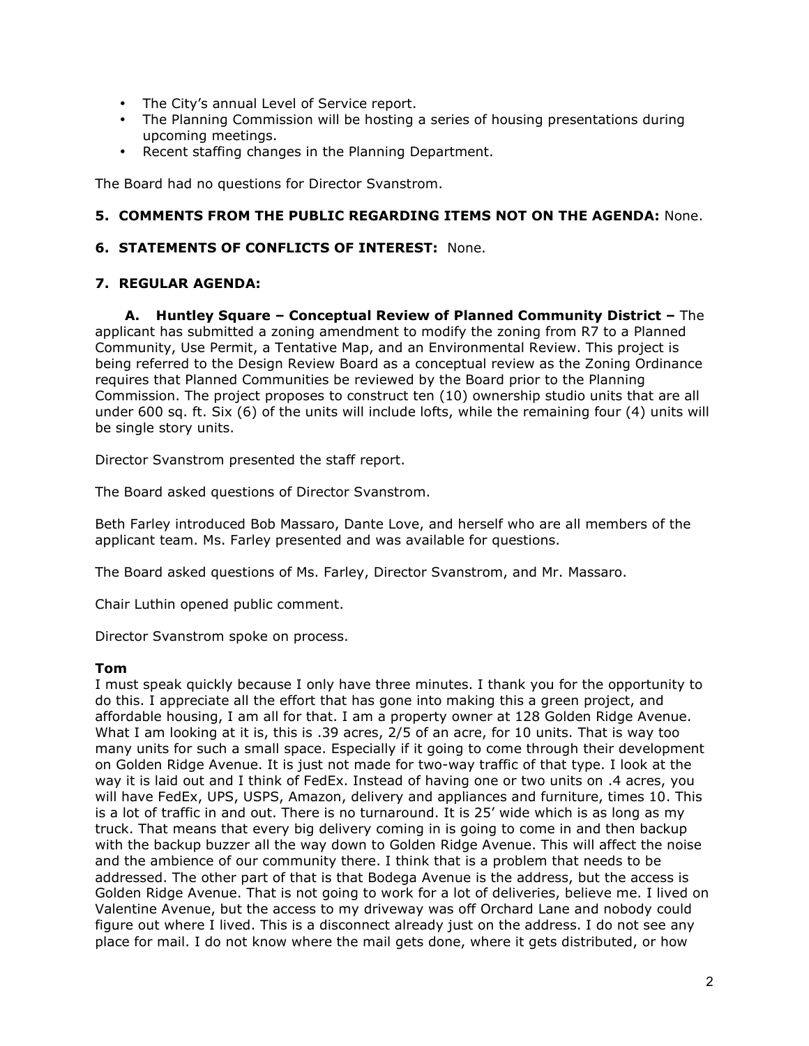- The City's annual Level of Service report.
- The Planning Commission will be hosting a series of housing presentations during upcoming meetings.
- Recent staffing changes in the Planning Department.

The Board had no questions for Director Svanstrom.

**5. COMMENTS FROM THE PUBLIC REGARDING ITEMS NOT ON THE AGENDA:** None.

**6. STATEMENTS OF CONFLICTS OF INTEREST:** None.

**7. REGULAR AGENDA:**

**A. Huntley Square – Conceptual Review of Planned Community District –** The applicant has submitted a zoning amendment to modify the zoning from R7 to a Planned Community, Use Permit, a Tentative Map, and an Environmental Review. This project is being referred to the Design Review Board as a conceptual review as the Zoning Ordinance requires that Planned Communities be reviewed by the Board prior to the Planning Commission. The project proposes to construct ten (10) ownership studio units that are all under 600 sq. ft. Six (6) of the units will include lofts, while the remaining four (4) units will be single story units.

Director Svanstrom presented the staff report.

The Board asked questions of Director Svanstrom.

Beth Farley introduced Bob Massaro, Dante Love, and herself who are all members of the applicant team. Ms. Farley presented and was available for questions.

The Board asked questions of Ms. Farley, Director Svanstrom, and Mr. Massaro.

Chair Luthin opened public comment.

Director Svanstrom spoke on process.

**Tom**

I must speak quickly because I only have three minutes. I thank you for the opportunity to do this. I appreciate all the effort that has gone into making this a green project, and affordable housing, I am all for that. I am a property owner at 128 Golden Ridge Avenue. What I am looking at it is, this is .39 acres, 2/5 of an acre, for 10 units. That is way too many units for such a small space. Especially if it going to come through their development on Golden Ridge Avenue. It is just not made for two-way traffic of that type. I look at the way it is laid out and I think of FedEx. Instead of having one or two units on .4 acres, you will have FedEx, UPS, USPS, Amazon, delivery and appliances and furniture, times 10. This is a lot of traffic in and out. There is no turnaround. It is 25' wide which is as long as my truck. That means that every big delivery coming in is going to come in and then backup with the backup buzzer all the way down to Golden Ridge Avenue. This will affect the noise and the ambience of our community there. I think that is a problem that needs to be addressed. The other part of that is that Bodega Avenue is the address, but the access is Golden Ridge Avenue. That is not going to work for a lot of deliveries, believe me. I lived on Valentine Avenue, but the access to my driveway was off Orchard Lane and nobody could figure out where I lived. This is a disconnect already just on the address. I do not see any place for mail. I do not know where the mail gets done, where it gets distributed, or how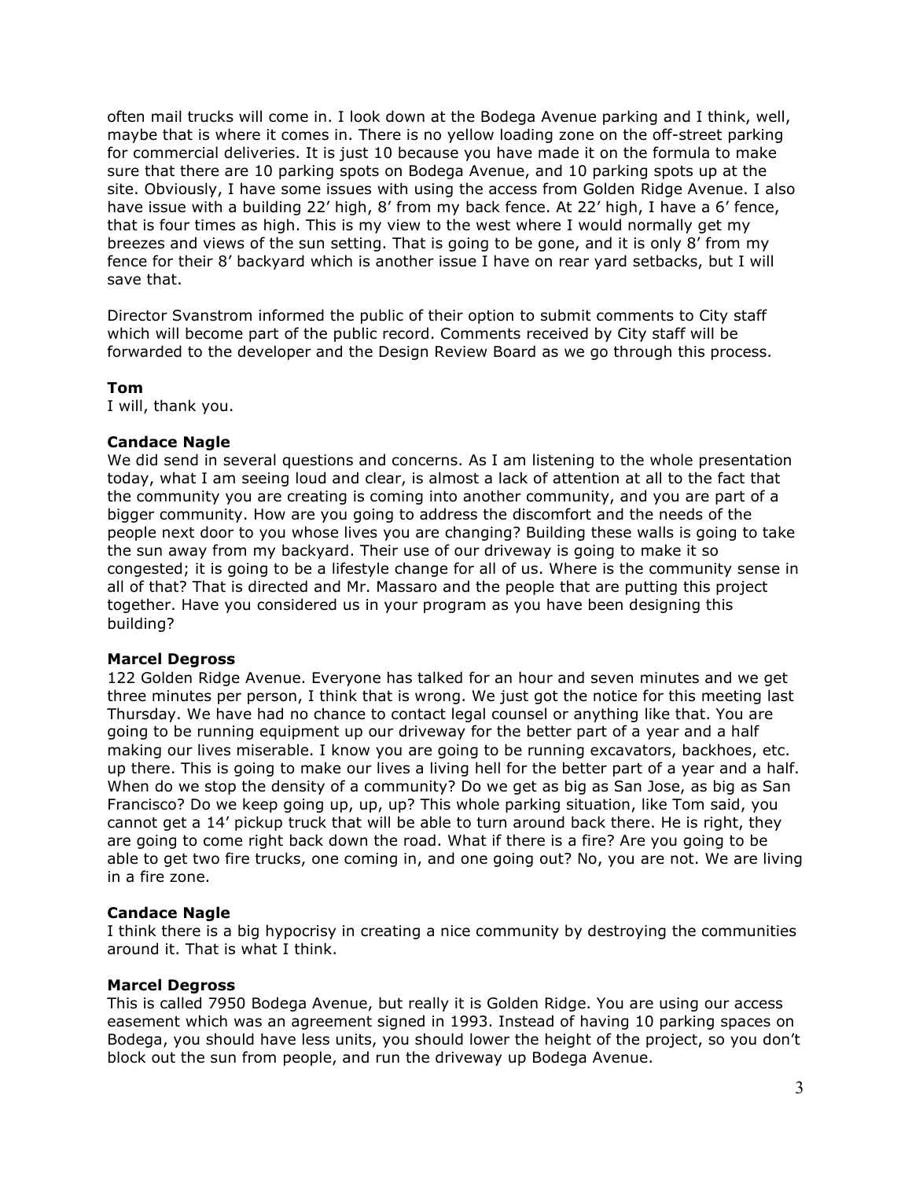often mail trucks will come in. I look down at the Bodega Avenue parking and I think, well, maybe that is where it comes in. There is no yellow loading zone on the off-street parking for commercial deliveries. It is just 10 because you have made it on the formula to make sure that there are 10 parking spots on Bodega Avenue, and 10 parking spots up at the site. Obviously, I have some issues with using the access from Golden Ridge Avenue. I also have issue with a building 22' high, 8' from my back fence. At 22' high, I have a 6' fence, that is four times as high. This is my view to the west where I would normally get my breezes and views of the sun setting. That is going to be gone, and it is only 8' from my fence for their 8' backyard which is another issue I have on rear yard setbacks, but I will save that.

Director Svanstrom informed the public of their option to submit comments to City staff which will become part of the public record. Comments received by City staff will be forwarded to the developer and the Design Review Board as we go through this process.

**Tom**
I will, thank you.

**Candace Nagle**
We did send in several questions and concerns. As I am listening to the whole presentation today, what I am seeing loud and clear, is almost a lack of attention at all to the fact that the community you are creating is coming into another community, and you are part of a bigger community. How are you going to address the discomfort and the needs of the people next door to you whose lives you are changing? Building these walls is going to take the sun away from my backyard. Their use of our driveway is going to make it so congested; it is going to be a lifestyle change for all of us. Where is the community sense in all of that? That is directed and Mr. Massaro and the people that are putting this project together. Have you considered us in your program as you have been designing this building?

**Marcel Degross**
122 Golden Ridge Avenue. Everyone has talked for an hour and seven minutes and we get three minutes per person, I think that is wrong. We just got the notice for this meeting last Thursday. We have had no chance to contact legal counsel or anything like that. You are going to be running equipment up our driveway for the better part of a year and a half making our lives miserable. I know you are going to be running excavators, backhoes, etc. up there. This is going to make our lives a living hell for the better part of a year and a half. When do we stop the density of a community? Do we get as big as San Jose, as big as San Francisco? Do we keep going up, up, up? This whole parking situation, like Tom said, you cannot get a 14' pickup truck that will be able to turn around back there. He is right, they are going to come right back down the road. What if there is a fire? Are you going to be able to get two fire trucks, one coming in, and one going out? No, you are not. We are living in a fire zone.

**Candace Nagle**
I think there is a big hypocrisy in creating a nice community by destroying the communities around it. That is what I think.

**Marcel Degross**
This is called 7950 Bodega Avenue, but really it is Golden Ridge. You are using our access easement which was an agreement signed in 1993. Instead of having 10 parking spaces on Bodega, you should have less units, you should lower the height of the project, so you don't block out the sun from people, and run the driveway up Bodega Avenue.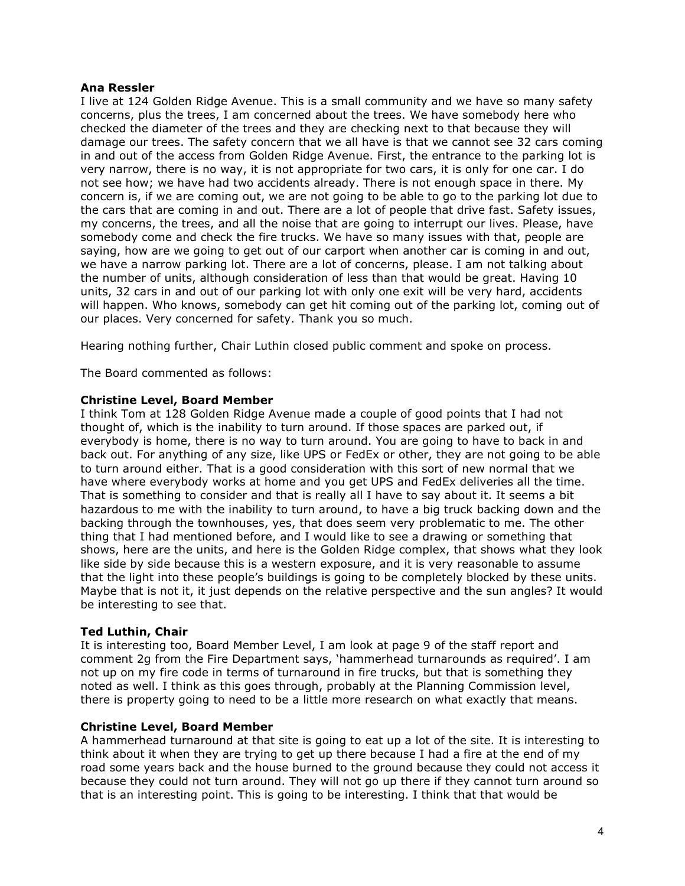**Ana Ressler**
I live at 124 Golden Ridge Avenue. This is a small community and we have so many safety concerns, plus the trees, I am concerned about the trees. We have somebody here who checked the diameter of the trees and they are checking next to that because they will damage our trees. The safety concern that we all have is that we cannot see 32 cars coming in and out of the access from Golden Ridge Avenue. First, the entrance to the parking lot is very narrow, there is no way, it is not appropriate for two cars, it is only for one car. I do not see how; we have had two accidents already. There is not enough space in there. My concern is, if we are coming out, we are not going to be able to go to the parking lot due to the cars that are coming in and out. There are a lot of people that drive fast. Safety issues, my concerns, the trees, and all the noise that are going to interrupt our lives. Please, have somebody come and check the fire trucks. We have so many issues with that, people are saying, how are we going to get out of our carport when another car is coming in and out, we have a narrow parking lot. There are a lot of concerns, please. I am not talking about the number of units, although consideration of less than that would be great. Having 10 units, 32 cars in and out of our parking lot with only one exit will be very hard, accidents will happen. Who knows, somebody can get hit coming out of the parking lot, coming out of our places. Very concerned for safety. Thank you so much.

Hearing nothing further, Chair Luthin closed public comment and spoke on process.

The Board commented as follows:

**Christine Level, Board Member**
I think Tom at 128 Golden Ridge Avenue made a couple of good points that I had not thought of, which is the inability to turn around. If those spaces are parked out, if everybody is home, there is no way to turn around. You are going to have to back in and back out. For anything of any size, like UPS or FedEx or other, they are not going to be able to turn around either. That is a good consideration with this sort of new normal that we have where everybody works at home and you get UPS and FedEx deliveries all the time. That is something to consider and that is really all I have to say about it. It seems a bit hazardous to me with the inability to turn around, to have a big truck backing down and the backing through the townhouses, yes, that does seem very problematic to me. The other thing that I had mentioned before, and I would like to see a drawing or something that shows, here are the units, and here is the Golden Ridge complex, that shows what they look like side by side because this is a western exposure, and it is very reasonable to assume that the light into these people's buildings is going to be completely blocked by these units. Maybe that is not it, it just depends on the relative perspective and the sun angles? It would be interesting to see that.

**Ted Luthin, Chair**
It is interesting too, Board Member Level, I am look at page 9 of the staff report and comment 2g from the Fire Department says, 'hammerhead turnarounds as required'. I am not up on my fire code in terms of turnaround in fire trucks, but that is something they noted as well. I think as this goes through, probably at the Planning Commission level, there is property going to need to be a little more research on what exactly that means.

**Christine Level, Board Member**
A hammerhead turnaround at that site is going to eat up a lot of the site. It is interesting to think about it when they are trying to get up there because I had a fire at the end of my road some years back and the house burned to the ground because they could not access it because they could not turn around. They will not go up there if they cannot turn around so that is an interesting point. This is going to be interesting. I think that that would be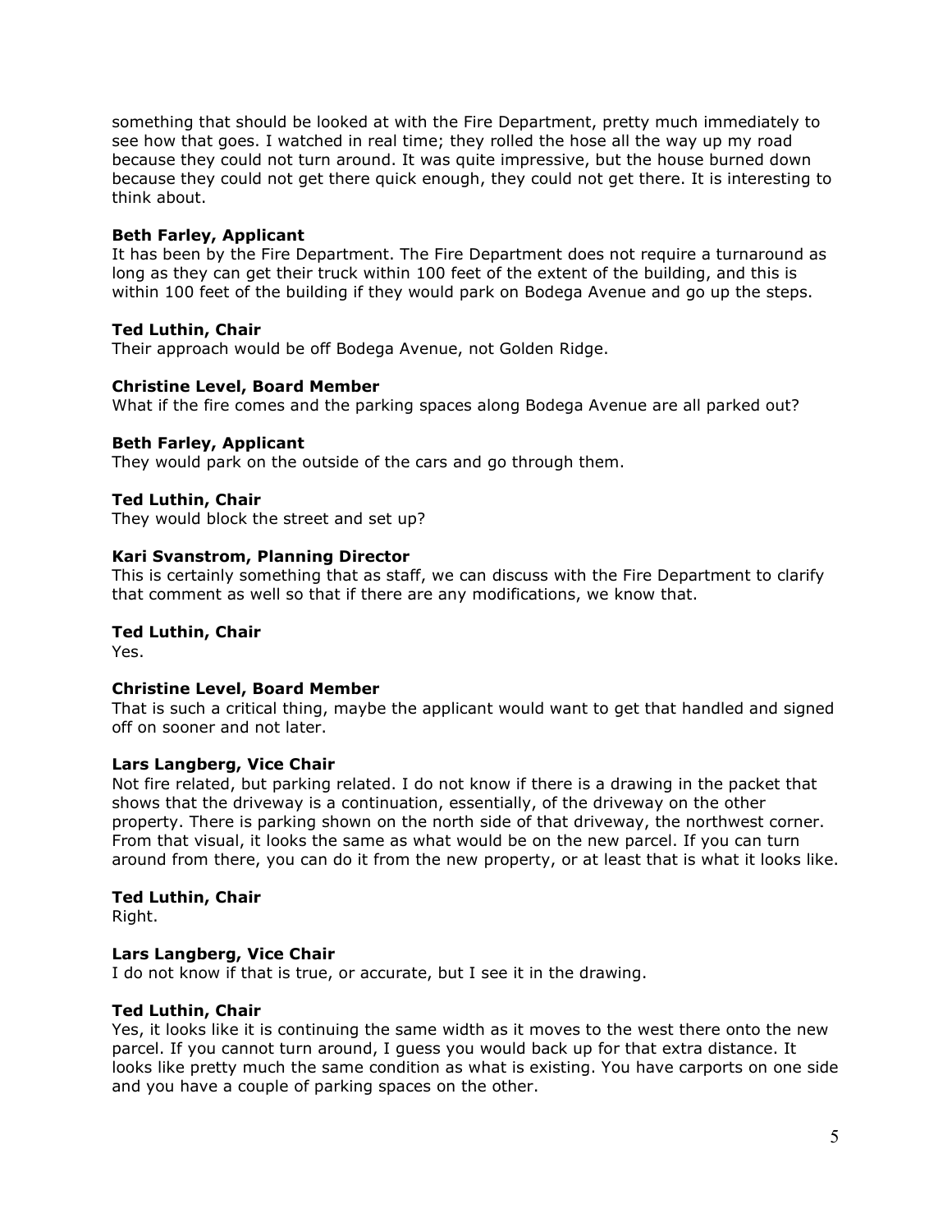something that should be looked at with the Fire Department, pretty much immediately to see how that goes. I watched in real time; they rolled the hose all the way up my road because they could not turn around. It was quite impressive, but the house burned down because they could not get there quick enough, they could not get there. It is interesting to think about.

**Beth Farley, Applicant**
It has been by the Fire Department. The Fire Department does not require a turnaround as long as they can get their truck within 100 feet of the extent of the building, and this is within 100 feet of the building if they would park on Bodega Avenue and go up the steps.

**Ted Luthin, Chair**
Their approach would be off Bodega Avenue, not Golden Ridge.

**Christine Level, Board Member**
What if the fire comes and the parking spaces along Bodega Avenue are all parked out?

**Beth Farley, Applicant**
They would park on the outside of the cars and go through them.

**Ted Luthin, Chair**
They would block the street and set up?

**Kari Svanstrom, Planning Director**
This is certainly something that as staff, we can discuss with the Fire Department to clarify that comment as well so that if there are any modifications, we know that.

**Ted Luthin, Chair**
Yes.

**Christine Level, Board Member**
That is such a critical thing, maybe the applicant would want to get that handled and signed off on sooner and not later.

**Lars Langberg, Vice Chair**
Not fire related, but parking related. I do not know if there is a drawing in the packet that shows that the driveway is a continuation, essentially, of the driveway on the other property. There is parking shown on the north side of that driveway, the northwest corner. From that visual, it looks the same as what would be on the new parcel. If you can turn around from there, you can do it from the new property, or at least that is what it looks like.

**Ted Luthin, Chair**
Right.

**Lars Langberg, Vice Chair**
I do not know if that is true, or accurate, but I see it in the drawing.

**Ted Luthin, Chair**
Yes, it looks like it is continuing the same width as it moves to the west there onto the new parcel. If you cannot turn around, I guess you would back up for that extra distance. It looks like pretty much the same condition as what is existing. You have carports on one side and you have a couple of parking spaces on the other.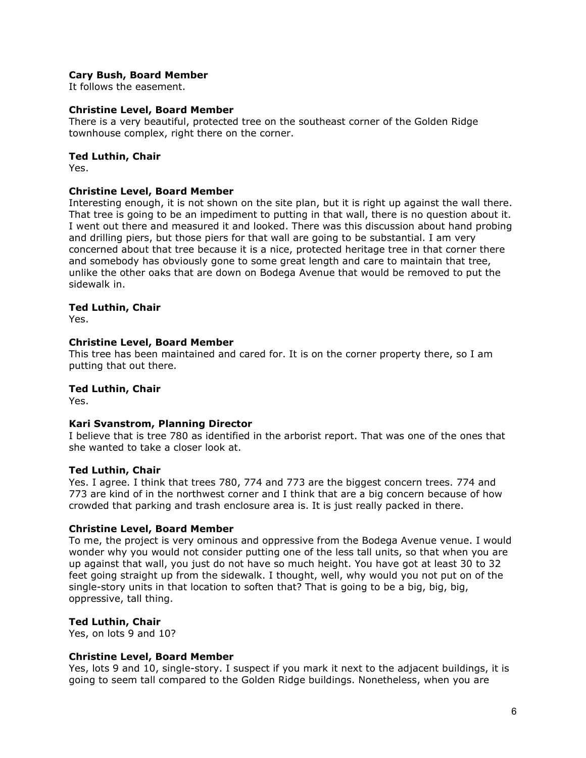**Cary Bush, Board Member**
It follows the easement.

**Christine Level, Board Member**
There is a very beautiful, protected tree on the southeast corner of the Golden Ridge townhouse complex, right there on the corner.

**Ted Luthin, Chair**
Yes.

**Christine Level, Board Member**
Interesting enough, it is not shown on the site plan, but it is right up against the wall there. That tree is going to be an impediment to putting in that wall, there is no question about it. I went out there and measured it and looked. There was this discussion about hand probing and drilling piers, but those piers for that wall are going to be substantial. I am very concerned about that tree because it is a nice, protected heritage tree in that corner there and somebody has obviously gone to some great length and care to maintain that tree, unlike the other oaks that are down on Bodega Avenue that would be removed to put the sidewalk in.

**Ted Luthin, Chair**
Yes.

**Christine Level, Board Member**
This tree has been maintained and cared for. It is on the corner property there, so I am putting that out there.

**Ted Luthin, Chair**
Yes.

**Kari Svanstrom, Planning Director**
I believe that is tree 780 as identified in the arborist report. That was one of the ones that she wanted to take a closer look at.

**Ted Luthin, Chair**
Yes. I agree. I think that trees 780, 774 and 773 are the biggest concern trees. 774 and 773 are kind of in the northwest corner and I think that are a big concern because of how crowded that parking and trash enclosure area is. It is just really packed in there.

**Christine Level, Board Member**
To me, the project is very ominous and oppressive from the Bodega Avenue venue. I would wonder why you would not consider putting one of the less tall units, so that when you are up against that wall, you just do not have so much height. You have got at least 30 to 32 feet going straight up from the sidewalk. I thought, well, why would you not put on of the single-story units in that location to soften that? That is going to be a big, big, big, oppressive, tall thing.

**Ted Luthin, Chair**
Yes, on lots 9 and 10?

**Christine Level, Board Member**
Yes, lots 9 and 10, single-story. I suspect if you mark it next to the adjacent buildings, it is going to seem tall compared to the Golden Ridge buildings. Nonetheless, when you are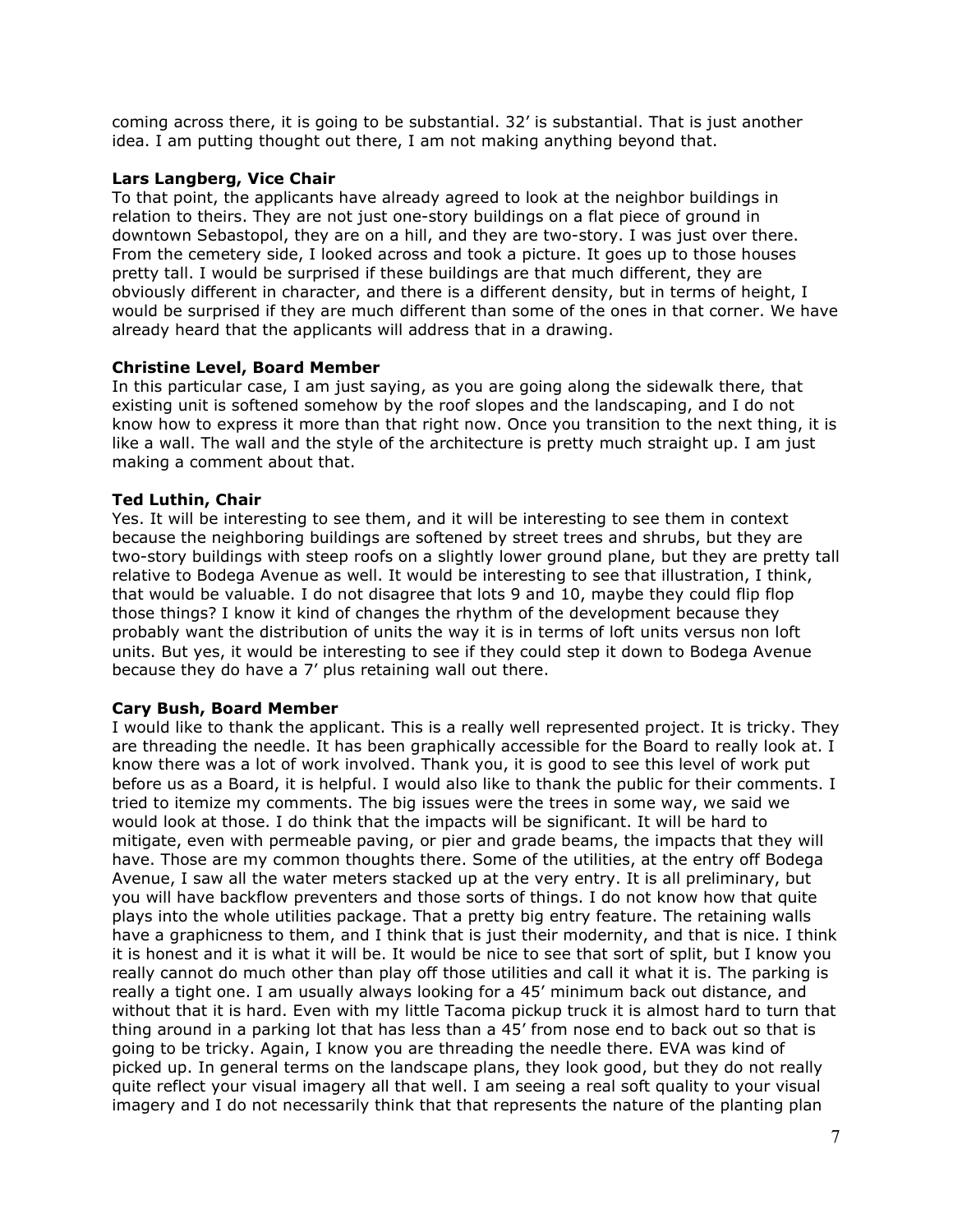coming across there, it is going to be substantial. 32' is substantial. That is just another idea. I am putting thought out there, I am not making anything beyond that.

**Lars Langberg, Vice Chair**
To that point, the applicants have already agreed to look at the neighbor buildings in relation to theirs. They are not just one-story buildings on a flat piece of ground in downtown Sebastopol, they are on a hill, and they are two-story. I was just over there. From the cemetery side, I looked across and took a picture. It goes up to those houses pretty tall. I would be surprised if these buildings are that much different, they are obviously different in character, and there is a different density, but in terms of height, I would be surprised if they are much different than some of the ones in that corner. We have already heard that the applicants will address that in a drawing.

**Christine Level, Board Member**
In this particular case, I am just saying, as you are going along the sidewalk there, that existing unit is softened somehow by the roof slopes and the landscaping, and I do not know how to express it more than that right now. Once you transition to the next thing, it is like a wall. The wall and the style of the architecture is pretty much straight up. I am just making a comment about that.

**Ted Luthin, Chair**
Yes. It will be interesting to see them, and it will be interesting to see them in context because the neighboring buildings are softened by street trees and shrubs, but they are two-story buildings with steep roofs on a slightly lower ground plane, but they are pretty tall relative to Bodega Avenue as well. It would be interesting to see that illustration, I think, that would be valuable. I do not disagree that lots 9 and 10, maybe they could flip flop those things? I know it kind of changes the rhythm of the development because they probably want the distribution of units the way it is in terms of loft units versus non loft units. But yes, it would be interesting to see if they could step it down to Bodega Avenue because they do have a 7' plus retaining wall out there.

**Cary Bush, Board Member**
I would like to thank the applicant. This is a really well represented project. It is tricky. They are threading the needle. It has been graphically accessible for the Board to really look at. I know there was a lot of work involved. Thank you, it is good to see this level of work put before us as a Board, it is helpful. I would also like to thank the public for their comments. I tried to itemize my comments. The big issues were the trees in some way, we said we would look at those. I do think that the impacts will be significant. It will be hard to mitigate, even with permeable paving, or pier and grade beams, the impacts that they will have. Those are my common thoughts there. Some of the utilities, at the entry off Bodega Avenue, I saw all the water meters stacked up at the very entry. It is all preliminary, but you will have backflow preventers and those sorts of things. I do not know how that quite plays into the whole utilities package. That a pretty big entry feature. The retaining walls have a graphicness to them, and I think that is just their modernity, and that is nice. I think it is honest and it is what it will be. It would be nice to see that sort of split, but I know you really cannot do much other than play off those utilities and call it what it is. The parking is really a tight one. I am usually always looking for a 45' minimum back out distance, and without that it is hard. Even with my little Tacoma pickup truck it is almost hard to turn that thing around in a parking lot that has less than a 45' from nose end to back out so that is going to be tricky. Again, I know you are threading the needle there. EVA was kind of picked up. In general terms on the landscape plans, they look good, but they do not really quite reflect your visual imagery all that well. I am seeing a real soft quality to your visual imagery and I do not necessarily think that that represents the nature of the planting plan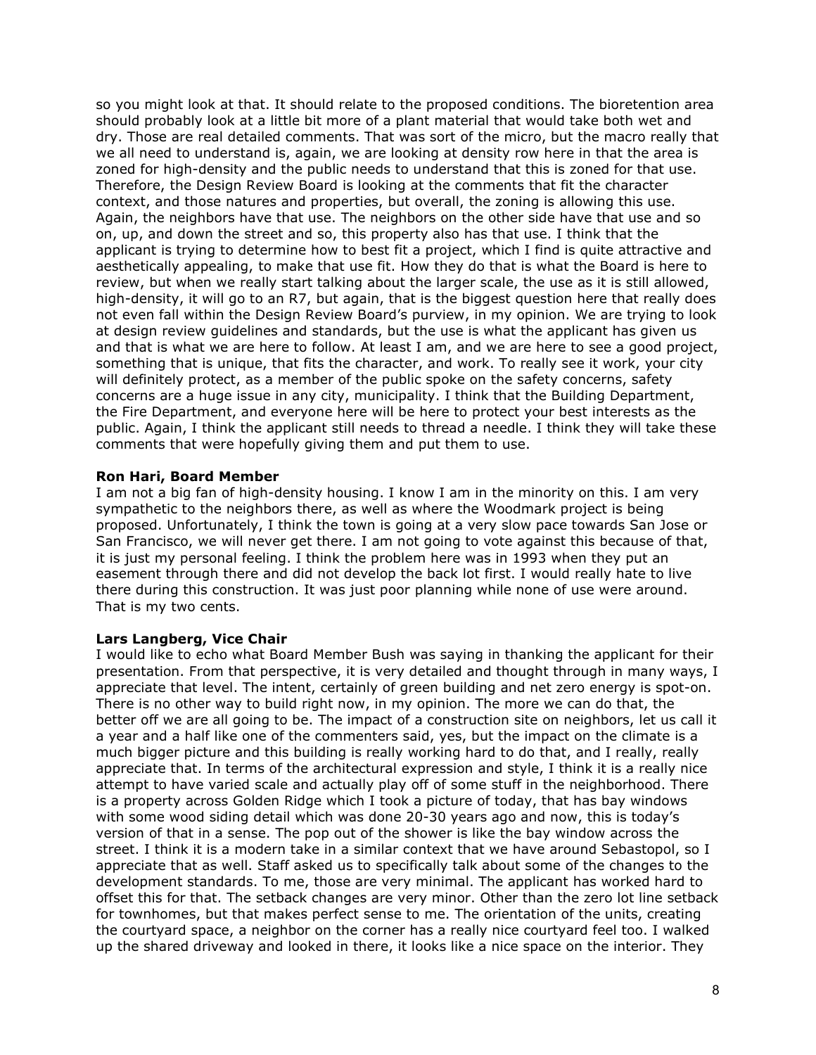so you might look at that. It should relate to the proposed conditions. The bioretention area should probably look at a little bit more of a plant material that would take both wet and dry. Those are real detailed comments. That was sort of the micro, but the macro really that we all need to understand is, again, we are looking at density row here in that the area is zoned for high-density and the public needs to understand that this is zoned for that use. Therefore, the Design Review Board is looking at the comments that fit the character context, and those natures and properties, but overall, the zoning is allowing this use. Again, the neighbors have that use. The neighbors on the other side have that use and so on, up, and down the street and so, this property also has that use. I think that the applicant is trying to determine how to best fit a project, which I find is quite attractive and aesthetically appealing, to make that use fit. How they do that is what the Board is here to review, but when we really start talking about the larger scale, the use as it is still allowed, high-density, it will go to an R7, but again, that is the biggest question here that really does not even fall within the Design Review Board's purview, in my opinion. We are trying to look at design review guidelines and standards, but the use is what the applicant has given us and that is what we are here to follow. At least I am, and we are here to see a good project, something that is unique, that fits the character, and work. To really see it work, your city will definitely protect, as a member of the public spoke on the safety concerns, safety concerns are a huge issue in any city, municipality. I think that the Building Department, the Fire Department, and everyone here will be here to protect your best interests as the public. Again, I think the applicant still needs to thread a needle. I think they will take these comments that were hopefully giving them and put them to use.

**Ron Hari, Board Member**

I am not a big fan of high-density housing. I know I am in the minority on this. I am very sympathetic to the neighbors there, as well as where the Woodmark project is being proposed. Unfortunately, I think the town is going at a very slow pace towards San Jose or San Francisco, we will never get there. I am not going to vote against this because of that, it is just my personal feeling. I think the problem here was in 1993 when they put an easement through there and did not develop the back lot first. I would really hate to live there during this construction. It was just poor planning while none of use were around. That is my two cents.

**Lars Langberg, Vice Chair**

I would like to echo what Board Member Bush was saying in thanking the applicant for their presentation. From that perspective, it is very detailed and thought through in many ways, I appreciate that level. The intent, certainly of green building and net zero energy is spot-on. There is no other way to build right now, in my opinion. The more we can do that, the better off we are all going to be. The impact of a construction site on neighbors, let us call it a year and a half like one of the commenters said, yes, but the impact on the climate is a much bigger picture and this building is really working hard to do that, and I really, really appreciate that. In terms of the architectural expression and style, I think it is a really nice attempt to have varied scale and actually play off of some stuff in the neighborhood. There is a property across Golden Ridge which I took a picture of today, that has bay windows with some wood siding detail which was done 20-30 years ago and now, this is today's version of that in a sense. The pop out of the shower is like the bay window across the street. I think it is a modern take in a similar context that we have around Sebastopol, so I appreciate that as well. Staff asked us to specifically talk about some of the changes to the development standards. To me, those are very minimal. The applicant has worked hard to offset this for that. The setback changes are very minor. Other than the zero lot line setback for townhomes, but that makes perfect sense to me. The orientation of the units, creating the courtyard space, a neighbor on the corner has a really nice courtyard feel too. I walked up the shared driveway and looked in there, it looks like a nice space on the interior. They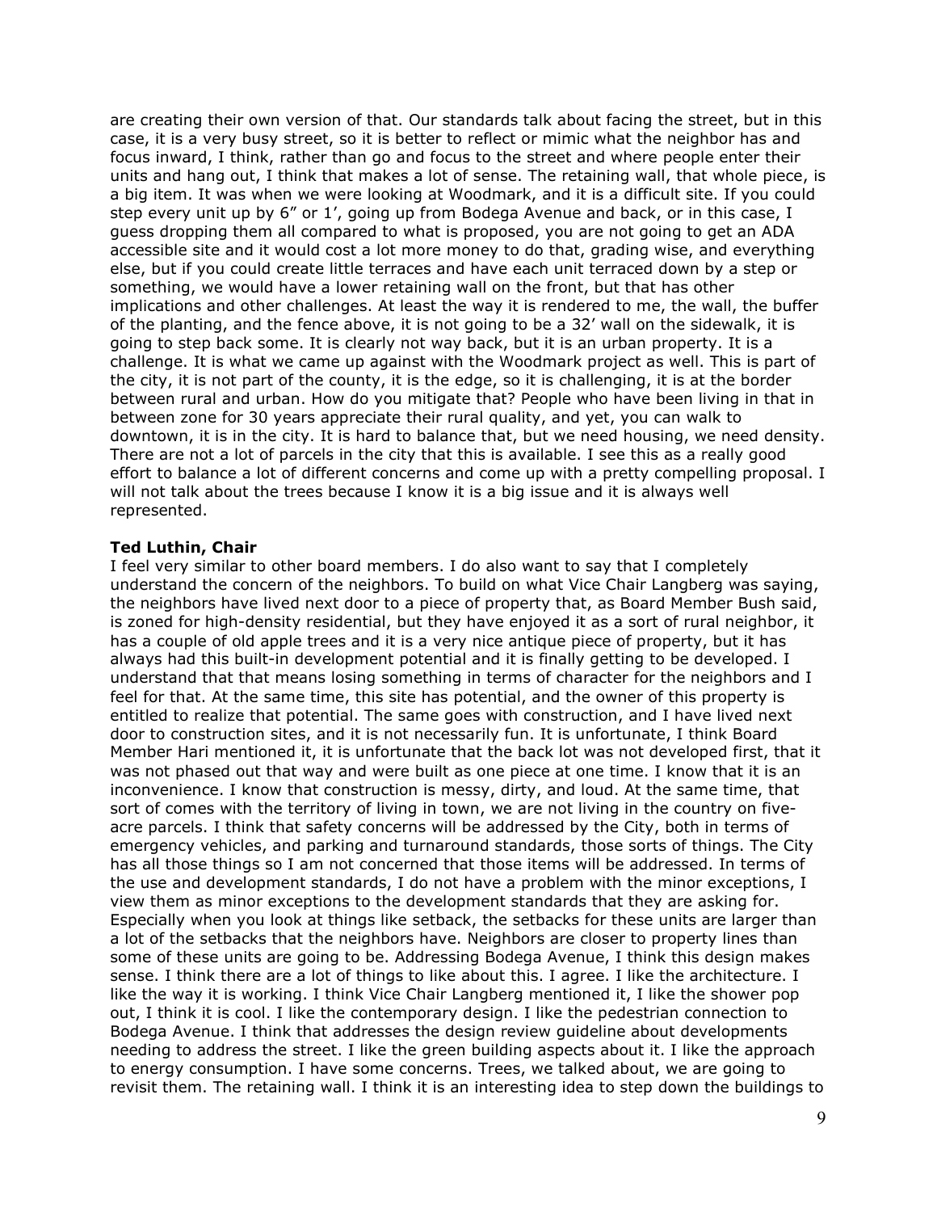are creating their own version of that. Our standards talk about facing the street, but in this case, it is a very busy street, so it is better to reflect or mimic what the neighbor has and focus inward, I think, rather than go and focus to the street and where people enter their units and hang out, I think that makes a lot of sense. The retaining wall, that whole piece, is a big item. It was when we were looking at Woodmark, and it is a difficult site. If you could step every unit up by 6" or 1', going up from Bodega Avenue and back, or in this case, I guess dropping them all compared to what is proposed, you are not going to get an ADA accessible site and it would cost a lot more money to do that, grading wise, and everything else, but if you could create little terraces and have each unit terraced down by a step or something, we would have a lower retaining wall on the front, but that has other implications and other challenges. At least the way it is rendered to me, the wall, the buffer of the planting, and the fence above, it is not going to be a 32' wall on the sidewalk, it is going to step back some. It is clearly not way back, but it is an urban property. It is a challenge. It is what we came up against with the Woodmark project as well. This is part of the city, it is not part of the county, it is the edge, so it is challenging, it is at the border between rural and urban. How do you mitigate that? People who have been living in that in between zone for 30 years appreciate their rural quality, and yet, you can walk to downtown, it is in the city. It is hard to balance that, but we need housing, we need density. There are not a lot of parcels in the city that this is available. I see this as a really good effort to balance a lot of different concerns and come up with a pretty compelling proposal. I will not talk about the trees because I know it is a big issue and it is always well represented.

**Ted Luthin, Chair**

I feel very similar to other board members. I do also want to say that I completely understand the concern of the neighbors. To build on what Vice Chair Langberg was saying, the neighbors have lived next door to a piece of property that, as Board Member Bush said, is zoned for high-density residential, but they have enjoyed it as a sort of rural neighbor, it has a couple of old apple trees and it is a very nice antique piece of property, but it has always had this built-in development potential and it is finally getting to be developed. I understand that that means losing something in terms of character for the neighbors and I feel for that. At the same time, this site has potential, and the owner of this property is entitled to realize that potential. The same goes with construction, and I have lived next door to construction sites, and it is not necessarily fun. It is unfortunate, I think Board Member Hari mentioned it, it is unfortunate that the back lot was not developed first, that it was not phased out that way and were built as one piece at one time. I know that it is an inconvenience. I know that construction is messy, dirty, and loud. At the same time, that sort of comes with the territory of living in town, we are not living in the country on five-acre parcels. I think that safety concerns will be addressed by the City, both in terms of emergency vehicles, and parking and turnaround standards, those sorts of things. The City has all those things so I am not concerned that those items will be addressed. In terms of the use and development standards, I do not have a problem with the minor exceptions, I view them as minor exceptions to the development standards that they are asking for. Especially when you look at things like setback, the setbacks for these units are larger than a lot of the setbacks that the neighbors have. Neighbors are closer to property lines than some of these units are going to be. Addressing Bodega Avenue, I think this design makes sense. I think there are a lot of things to like about this. I agree. I like the architecture. I like the way it is working. I think Vice Chair Langberg mentioned it, I like the shower pop out, I think it is cool. I like the contemporary design. I like the pedestrian connection to Bodega Avenue. I think that addresses the design review guideline about developments needing to address the street. I like the green building aspects about it. I like the approach to energy consumption. I have some concerns. Trees, we talked about, we are going to revisit them. The retaining wall. I think it is an interesting idea to step down the buildings to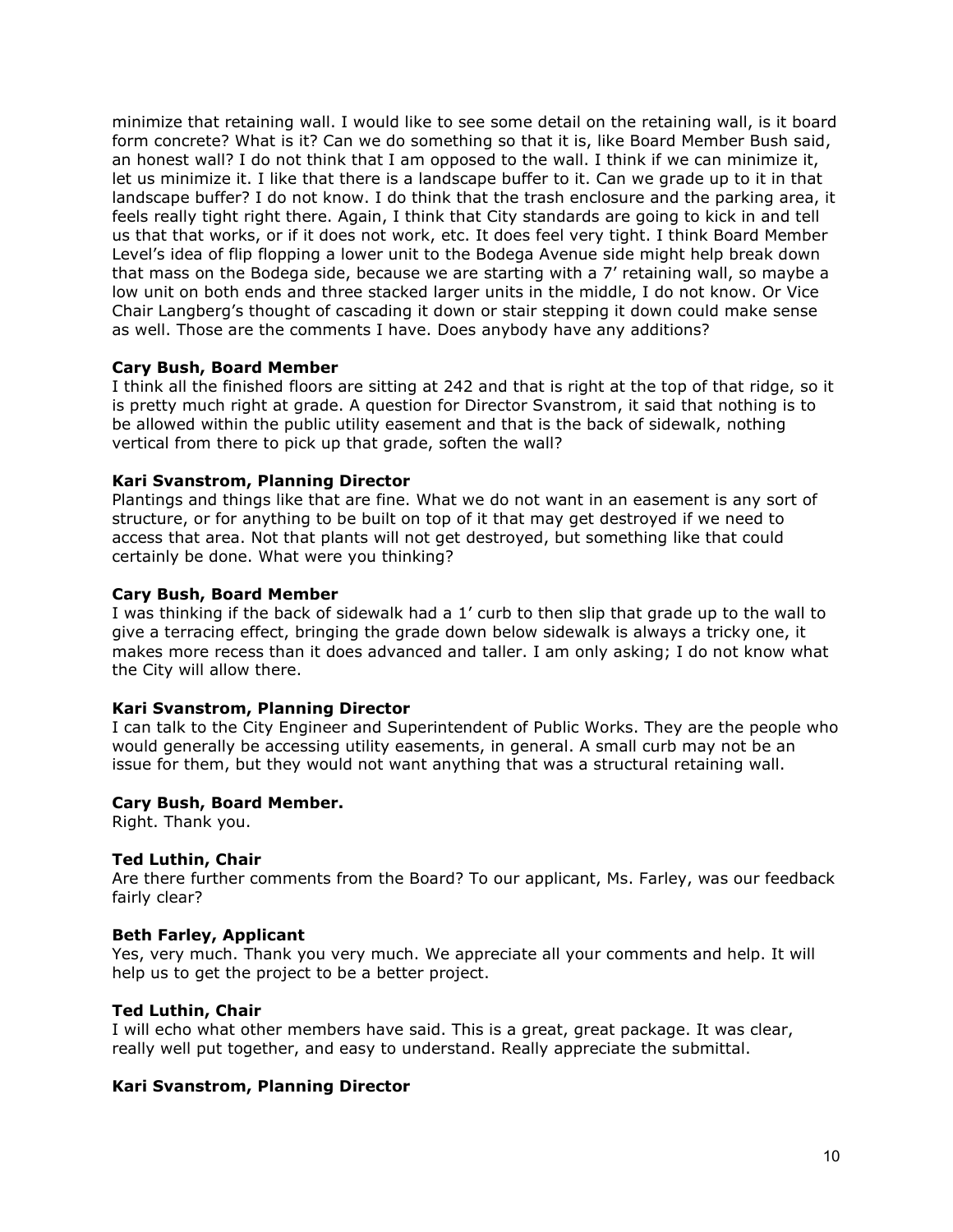minimize that retaining wall. I would like to see some detail on the retaining wall, is it board form concrete? What is it? Can we do something so that it is, like Board Member Bush said, an honest wall? I do not think that I am opposed to the wall. I think if we can minimize it, let us minimize it. I like that there is a landscape buffer to it. Can we grade up to it in that landscape buffer? I do not know. I do think that the trash enclosure and the parking area, it feels really tight right there. Again, I think that City standards are going to kick in and tell us that that works, or if it does not work, etc. It does feel very tight. I think Board Member Level's idea of flip flopping a lower unit to the Bodega Avenue side might help break down that mass on the Bodega side, because we are starting with a 7' retaining wall, so maybe a low unit on both ends and three stacked larger units in the middle, I do not know. Or Vice Chair Langberg's thought of cascading it down or stair stepping it down could make sense as well. Those are the comments I have. Does anybody have any additions?

**Cary Bush, Board Member**
I think all the finished floors are sitting at 242 and that is right at the top of that ridge, so it is pretty much right at grade. A question for Director Svanstrom, it said that nothing is to be allowed within the public utility easement and that is the back of sidewalk, nothing vertical from there to pick up that grade, soften the wall?

**Kari Svanstrom, Planning Director**
Plantings and things like that are fine. What we do not want in an easement is any sort of structure, or for anything to be built on top of it that may get destroyed if we need to access that area. Not that plants will not get destroyed, but something like that could certainly be done. What were you thinking?

**Cary Bush, Board Member**
I was thinking if the back of sidewalk had a 1' curb to then slip that grade up to the wall to give a terracing effect, bringing the grade down below sidewalk is always a tricky one, it makes more recess than it does advanced and taller. I am only asking; I do not know what the City will allow there.

**Kari Svanstrom, Planning Director**
I can talk to the City Engineer and Superintendent of Public Works. They are the people who would generally be accessing utility easements, in general. A small curb may not be an issue for them, but they would not want anything that was a structural retaining wall.

**Cary Bush, Board Member.**
Right. Thank you.

**Ted Luthin, Chair**
Are there further comments from the Board? To our applicant, Ms. Farley, was our feedback fairly clear?

**Beth Farley, Applicant**
Yes, very much. Thank you very much. We appreciate all your comments and help. It will help us to get the project to be a better project.

**Ted Luthin, Chair**
I will echo what other members have said. This is a great, great package. It was clear, really well put together, and easy to understand. Really appreciate the submittal.

**Kari Svanstrom, Planning Director**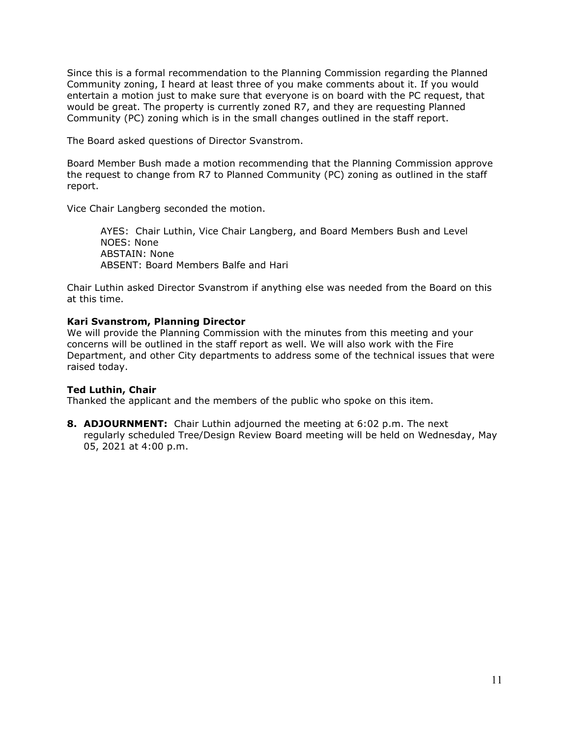Since this is a formal recommendation to the Planning Commission regarding the Planned Community zoning, I heard at least three of you make comments about it. If you would entertain a motion just to make sure that everyone is on board with the PC request, that would be great. The property is currently zoned R7, and they are requesting Planned Community (PC) zoning which is in the small changes outlined in the staff report.

The Board asked questions of Director Svanstrom.

Board Member Bush made a motion recommending that the Planning Commission approve the request to change from R7 to Planned Community (PC) zoning as outlined in the staff report.

Vice Chair Langberg seconded the motion.

> AYES: Chair Luthin, Vice Chair Langberg, and Board Members Bush and Level
> NOES: None
> ABSTAIN: None
> ABSENT: Board Members Balfe and Hari

Chair Luthin asked Director Svanstrom if anything else was needed from the Board on this at this time.

**Kari Svanstrom, Planning Director**
We will provide the Planning Commission with the minutes from this meeting and your concerns will be outlined in the staff report as well. We will also work with the Fire Department, and other City departments to address some of the technical issues that were raised today.

**Ted Luthin, Chair**
Thanked the applicant and the members of the public who spoke on this item.

8. **ADJOURNMENT:** Chair Luthin adjourned the meeting at 6:02 p.m. The next regularly scheduled Tree/Design Review Board meeting will be held on Wednesday, May 05, 2021 at 4:00 p.m.